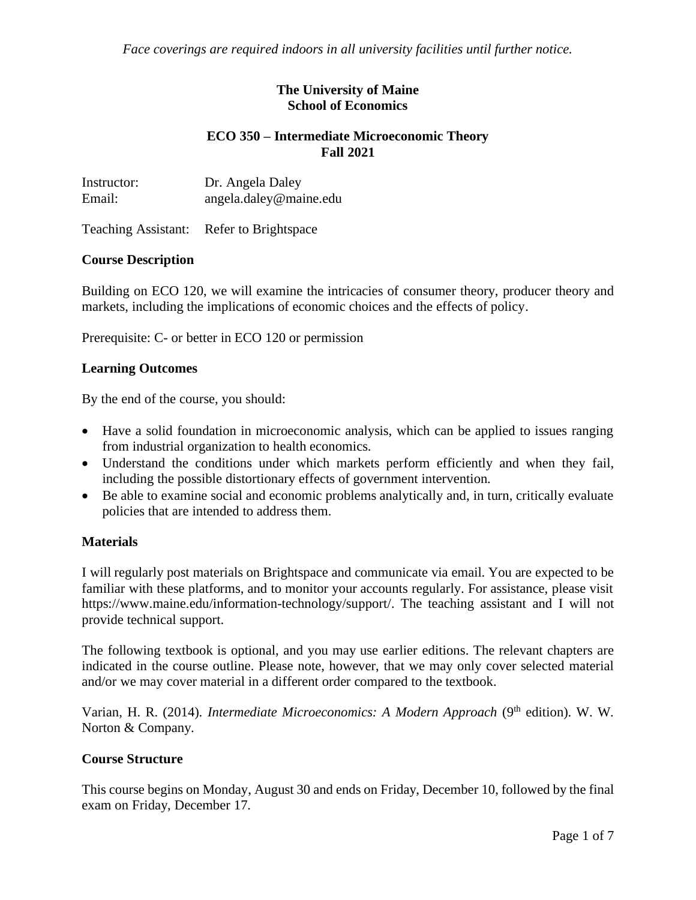*Face coverings are required indoors in all university facilities until further notice.*

**The University of Maine**
**School of Economics**

**ECO 350 – Intermediate Microeconomic Theory**
**Fall 2021**

Instructor: Dr. Angela Daley
Email: angela.daley@maine.edu

Teaching Assistant: Refer to Brightspace

## Course Description

Building on ECO 120, we will examine the intricacies of consumer theory, producer theory and markets, including the implications of economic choices and the effects of policy.

Prerequisite: C- or better in ECO 120 or permission

## Learning Outcomes

By the end of the course, you should:

- Have a solid foundation in microeconomic analysis, which can be applied to issues ranging from industrial organization to health economics.
- Understand the conditions under which markets perform efficiently and when they fail, including the possible distortionary effects of government intervention.
- Be able to examine social and economic problems analytically and, in turn, critically evaluate policies that are intended to address them.

## Materials

I will regularly post materials on Brightspace and communicate via email. You are expected to be familiar with these platforms, and to monitor your accounts regularly. For assistance, please visit https://www.maine.edu/information-technology/support/. The teaching assistant and I will not provide technical support.

The following textbook is optional, and you may use earlier editions. The relevant chapters are indicated in the course outline. Please note, however, that we may only cover selected material and/or we may cover material in a different order compared to the textbook.

Varian, H. R. (2014). *Intermediate Microeconomics: A Modern Approach* (9th edition). W. W. Norton & Company.

## Course Structure

This course begins on Monday, August 30 and ends on Friday, December 10, followed by the final exam on Friday, December 17.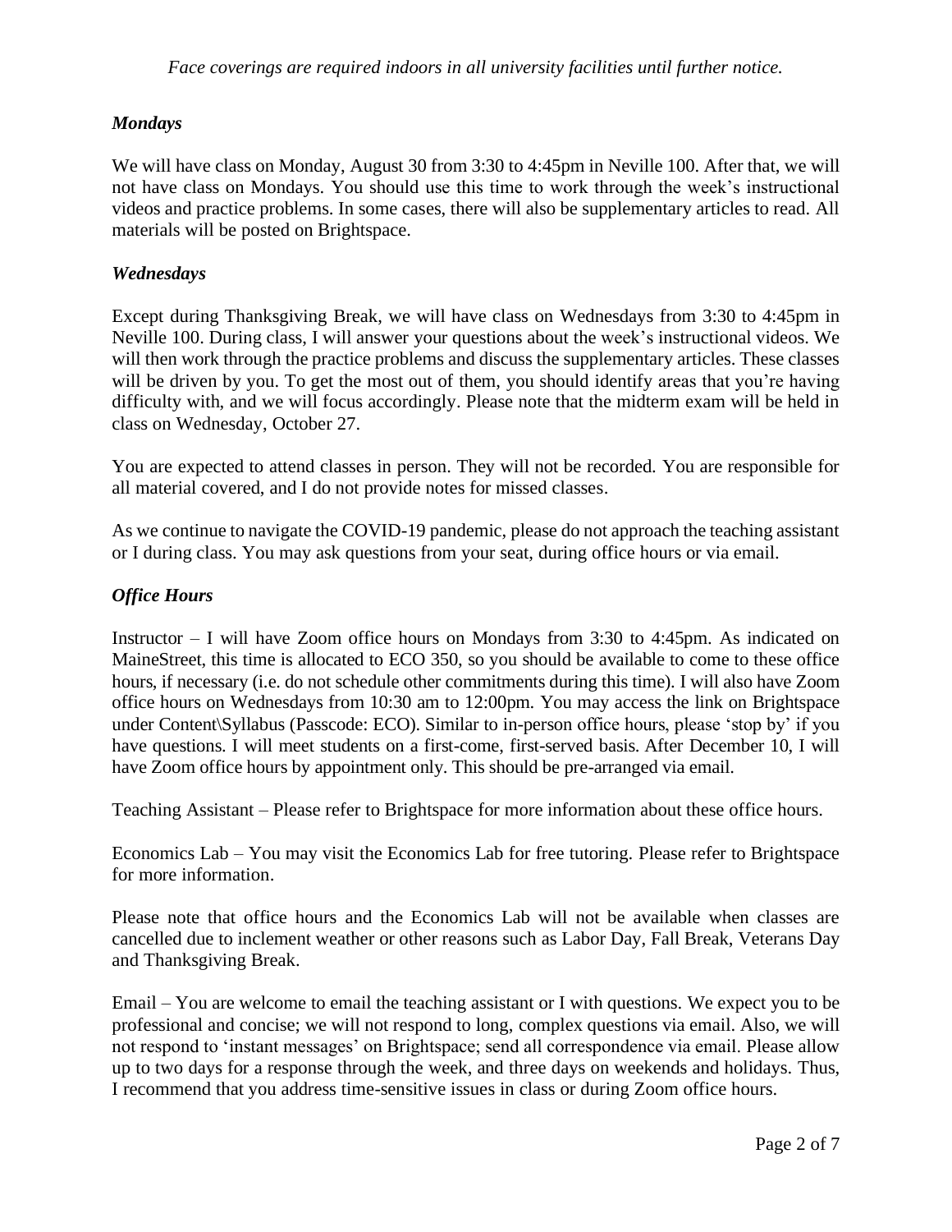*Face coverings are required indoors in all university facilities until further notice.*

### *Mondays*

We will have class on Monday, August 30 from 3:30 to 4:45pm in Neville 100. After that, we will not have class on Mondays. You should use this time to work through the week's instructional videos and practice problems. In some cases, there will also be supplementary articles to read. All materials will be posted on Brightspace.

### *Wednesdays*

Except during Thanksgiving Break, we will have class on Wednesdays from 3:30 to 4:45pm in Neville 100. During class, I will answer your questions about the week's instructional videos. We will then work through the practice problems and discuss the supplementary articles. These classes will be driven by you. To get the most out of them, you should identify areas that you're having difficulty with, and we will focus accordingly. Please note that the midterm exam will be held in class on Wednesday, October 27.

You are expected to attend classes in person. They will not be recorded. You are responsible for all material covered, and I do not provide notes for missed classes.

As we continue to navigate the COVID-19 pandemic, please do not approach the teaching assistant or I during class. You may ask questions from your seat, during office hours or via email.

### *Office Hours*

Instructor – I will have Zoom office hours on Mondays from 3:30 to 4:45pm. As indicated on MaineStreet, this time is allocated to ECO 350, so you should be available to come to these office hours, if necessary (i.e. do not schedule other commitments during this time). I will also have Zoom office hours on Wednesdays from 10:30 am to 12:00pm. You may access the link on Brightspace under Content\Syllabus (Passcode: ECO). Similar to in-person office hours, please 'stop by' if you have questions. I will meet students on a first-come, first-served basis. After December 10, I will have Zoom office hours by appointment only. This should be pre-arranged via email.

Teaching Assistant – Please refer to Brightspace for more information about these office hours.

Economics Lab – You may visit the Economics Lab for free tutoring. Please refer to Brightspace for more information.

Please note that office hours and the Economics Lab will not be available when classes are cancelled due to inclement weather or other reasons such as Labor Day, Fall Break, Veterans Day and Thanksgiving Break.

Email – You are welcome to email the teaching assistant or I with questions. We expect you to be professional and concise; we will not respond to long, complex questions via email. Also, we will not respond to 'instant messages' on Brightspace; send all correspondence via email. Please allow up to two days for a response through the week, and three days on weekends and holidays. Thus, I recommend that you address time-sensitive issues in class or during Zoom office hours.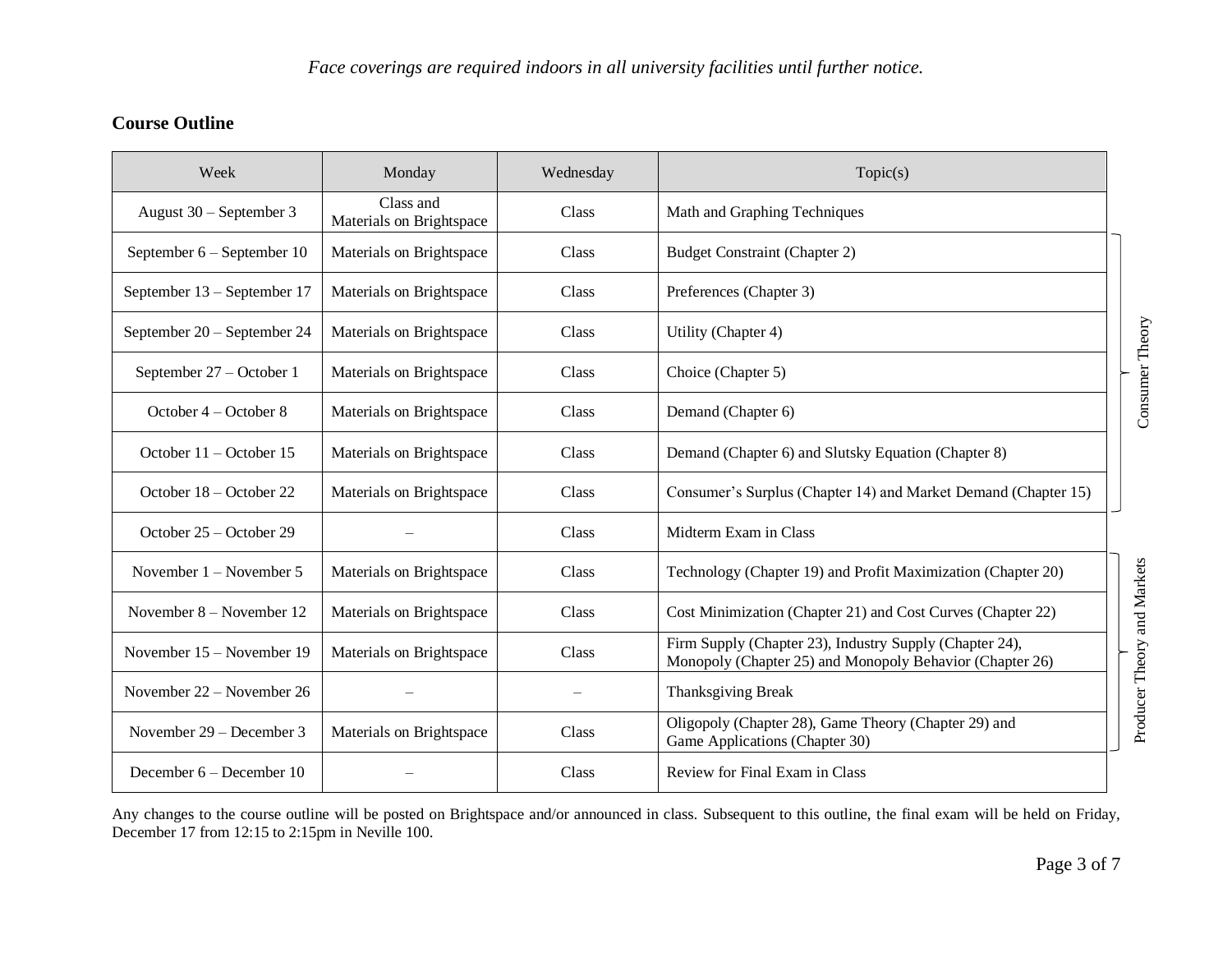*Face coverings are required indoors in all university facilities until further notice.*

## Course Outline

| Week | Monday | Wednesday | Topic(s) | |
|---|---|---|---|---|
| August 30 – September 3 | Class and Materials on Brightspace | Class | Math and Graphing Techniques | |
| September 6 – September 10 | Materials on Brightspace | Class | Budget Constraint (Chapter 2) | Consumer Theory |
| September 13 – September 17 | Materials on Brightspace | Class | Preferences (Chapter 3) | Consumer Theory |
| September 20 – September 24 | Materials on Brightspace | Class | Utility (Chapter 4) | Consumer Theory |
| September 27 – October 1 | Materials on Brightspace | Class | Choice (Chapter 5) | Consumer Theory |
| October 4 – October 8 | Materials on Brightspace | Class | Demand (Chapter 6) | Consumer Theory |
| October 11 – October 15 | Materials on Brightspace | Class | Demand (Chapter 6) and Slutsky Equation (Chapter 8) | Consumer Theory |
| October 18 – October 22 | Materials on Brightspace | Class | Consumer's Surplus (Chapter 14) and Market Demand (Chapter 15) | Consumer Theory |
| October 25 – October 29 | – | Class | Midterm Exam in Class | |
| November 1 – November 5 | Materials on Brightspace | Class | Technology (Chapter 19) and Profit Maximization (Chapter 20) | Producer Theory and Markets |
| November 8 – November 12 | Materials on Brightspace | Class | Cost Minimization (Chapter 21) and Cost Curves (Chapter 22) | Producer Theory and Markets |
| November 15 – November 19 | Materials on Brightspace | Class | Firm Supply (Chapter 23), Industry Supply (Chapter 24), Monopoly (Chapter 25) and Monopoly Behavior (Chapter 26) | Producer Theory and Markets |
| November 22 – November 26 | – | – | Thanksgiving Break | Producer Theory and Markets |
| November 29 – December 3 | Materials on Brightspace | Class | Oligopoly (Chapter 28), Game Theory (Chapter 29) and Game Applications (Chapter 30) | Producer Theory and Markets |
| December 6 – December 10 | – | Class | Review for Final Exam in Class | |

Any changes to the course outline will be posted on Brightspace and/or announced in class. Subsequent to this outline, the final exam will be held on Friday, December 17 from 12:15 to 2:15pm in Neville 100.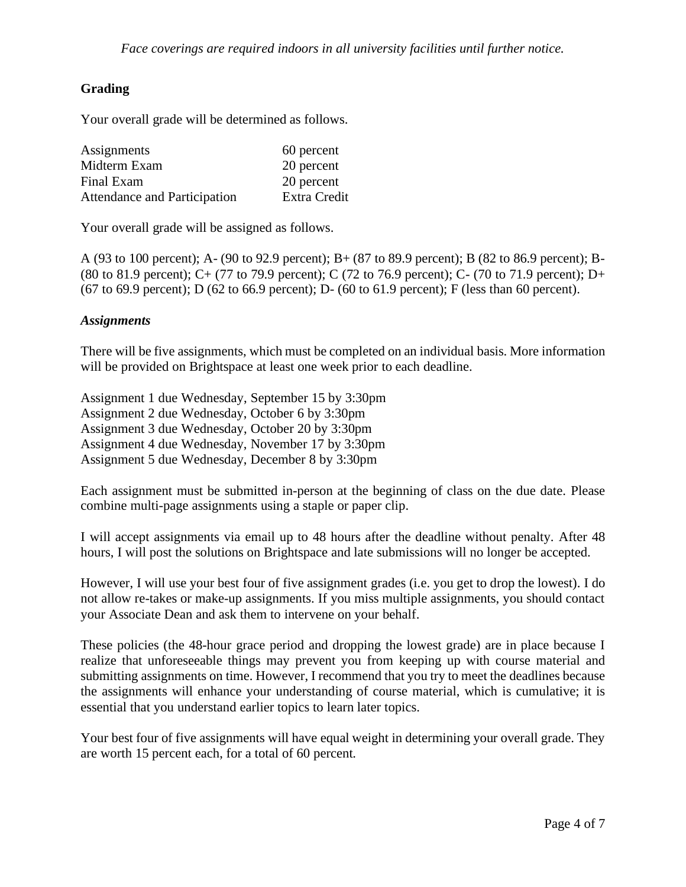*Face coverings are required indoors in all university facilities until further notice.*

## Grading

Your overall grade will be determined as follows.

| | |
|---|---|
| Assignments | 60 percent |
| Midterm Exam | 20 percent |
| Final Exam | 20 percent |
| Attendance and Participation | Extra Credit |

Your overall grade will be assigned as follows.

A (93 to 100 percent); A- (90 to 92.9 percent); B+ (87 to 89.9 percent); B (82 to 86.9 percent); B- (80 to 81.9 percent); C+ (77 to 79.9 percent); C (72 to 76.9 percent); C- (70 to 71.9 percent); D+ (67 to 69.9 percent); D (62 to 66.9 percent); D- (60 to 61.9 percent); F (less than 60 percent).

### *Assignments*

There will be five assignments, which must be completed on an individual basis. More information will be provided on Brightspace at least one week prior to each deadline.

Assignment 1 due Wednesday, September 15 by 3:30pm
Assignment 2 due Wednesday, October 6 by 3:30pm
Assignment 3 due Wednesday, October 20 by 3:30pm
Assignment 4 due Wednesday, November 17 by 3:30pm
Assignment 5 due Wednesday, December 8 by 3:30pm

Each assignment must be submitted in-person at the beginning of class on the due date. Please combine multi-page assignments using a staple or paper clip.

I will accept assignments via email up to 48 hours after the deadline without penalty. After 48 hours, I will post the solutions on Brightspace and late submissions will no longer be accepted.

However, I will use your best four of five assignment grades (i.e. you get to drop the lowest). I do not allow re-takes or make-up assignments. If you miss multiple assignments, you should contact your Associate Dean and ask them to intervene on your behalf.

These policies (the 48-hour grace period and dropping the lowest grade) are in place because I realize that unforeseeable things may prevent you from keeping up with course material and submitting assignments on time. However, I recommend that you try to meet the deadlines because the assignments will enhance your understanding of course material, which is cumulative; it is essential that you understand earlier topics to learn later topics.

Your best four of five assignments will have equal weight in determining your overall grade. They are worth 15 percent each, for a total of 60 percent.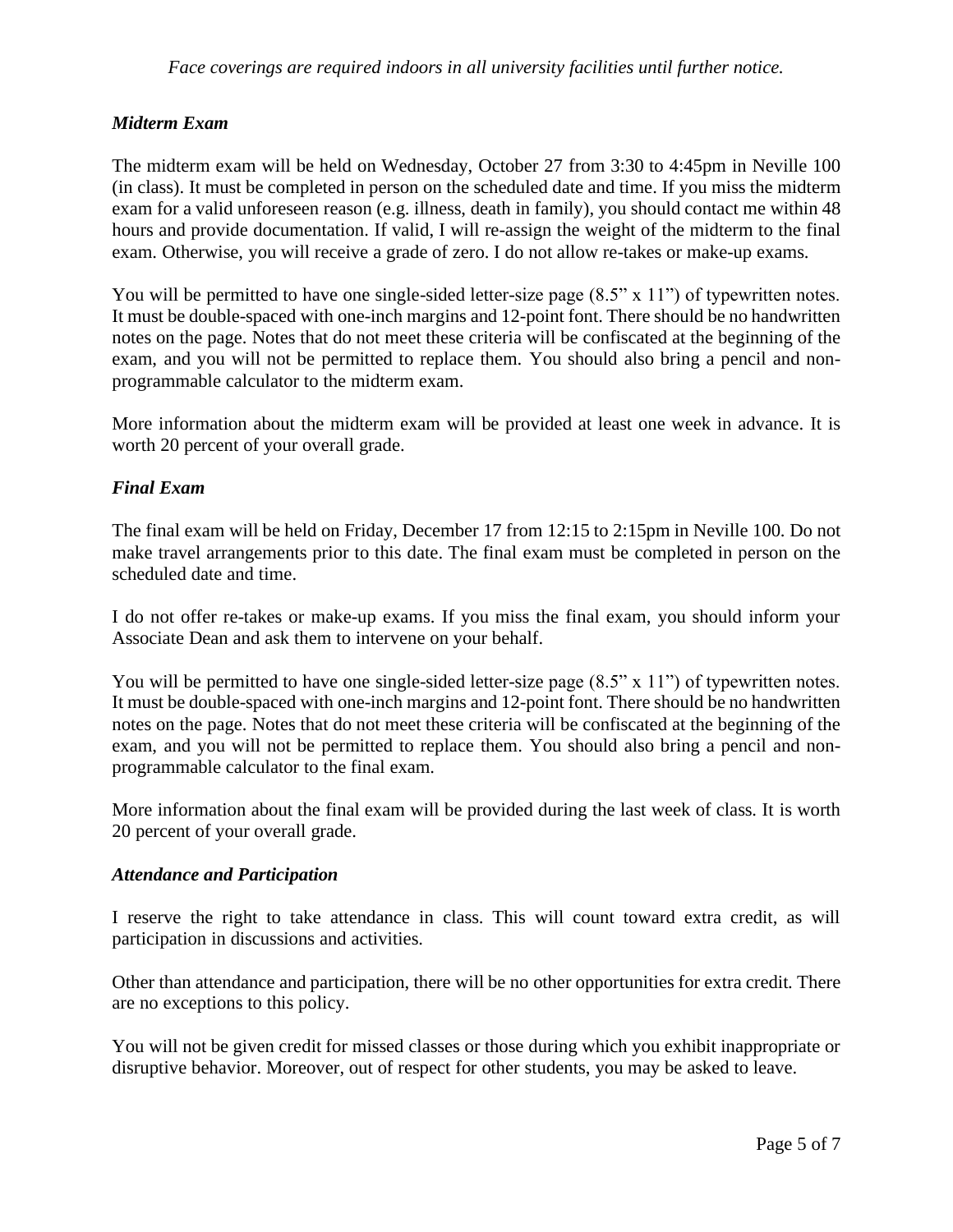*Face coverings are required indoors in all university facilities until further notice.*

### *Midterm Exam*

The midterm exam will be held on Wednesday, October 27 from 3:30 to 4:45pm in Neville 100 (in class). It must be completed in person on the scheduled date and time. If you miss the midterm exam for a valid unforeseen reason (e.g. illness, death in family), you should contact me within 48 hours and provide documentation. If valid, I will re-assign the weight of the midterm to the final exam. Otherwise, you will receive a grade of zero. I do not allow re-takes or make-up exams.

You will be permitted to have one single-sided letter-size page (8.5" x 11") of typewritten notes. It must be double-spaced with one-inch margins and 12-point font. There should be no handwritten notes on the page. Notes that do not meet these criteria will be confiscated at the beginning of the exam, and you will not be permitted to replace them. You should also bring a pencil and non-programmable calculator to the midterm exam.

More information about the midterm exam will be provided at least one week in advance. It is worth 20 percent of your overall grade.

### *Final Exam*

The final exam will be held on Friday, December 17 from 12:15 to 2:15pm in Neville 100. Do not make travel arrangements prior to this date. The final exam must be completed in person on the scheduled date and time.

I do not offer re-takes or make-up exams. If you miss the final exam, you should inform your Associate Dean and ask them to intervene on your behalf.

You will be permitted to have one single-sided letter-size page (8.5" x 11") of typewritten notes. It must be double-spaced with one-inch margins and 12-point font. There should be no handwritten notes on the page. Notes that do not meet these criteria will be confiscated at the beginning of the exam, and you will not be permitted to replace them. You should also bring a pencil and non-programmable calculator to the final exam.

More information about the final exam will be provided during the last week of class. It is worth 20 percent of your overall grade.

### *Attendance and Participation*

I reserve the right to take attendance in class. This will count toward extra credit, as will participation in discussions and activities.

Other than attendance and participation, there will be no other opportunities for extra credit. There are no exceptions to this policy.

You will not be given credit for missed classes or those during which you exhibit inappropriate or disruptive behavior. Moreover, out of respect for other students, you may be asked to leave.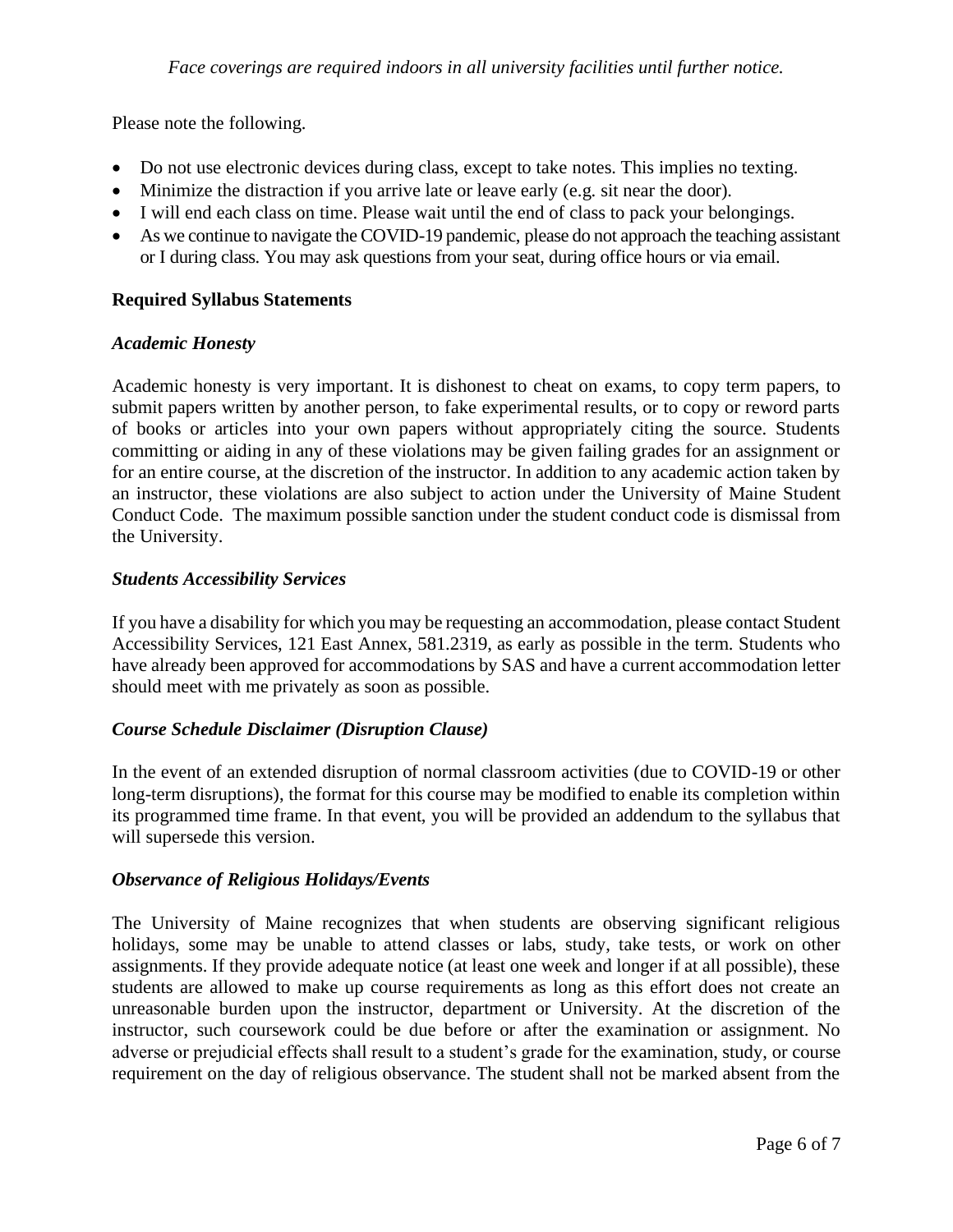*Face coverings are required indoors in all university facilities until further notice.*

Please note the following.

- Do not use electronic devices during class, except to take notes. This implies no texting.
- Minimize the distraction if you arrive late or leave early (e.g. sit near the door).
- I will end each class on time. Please wait until the end of class to pack your belongings.
- As we continue to navigate the COVID-19 pandemic, please do not approach the teaching assistant or I during class. You may ask questions from your seat, during office hours or via email.

### Required Syllabus Statements

#### *Academic Honesty*

Academic honesty is very important. It is dishonest to cheat on exams, to copy term papers, to submit papers written by another person, to fake experimental results, or to copy or reword parts of books or articles into your own papers without appropriately citing the source. Students committing or aiding in any of these violations may be given failing grades for an assignment or for an entire course, at the discretion of the instructor. In addition to any academic action taken by an instructor, these violations are also subject to action under the University of Maine Student Conduct Code. The maximum possible sanction under the student conduct code is dismissal from the University.

#### *Students Accessibility Services*

If you have a disability for which you may be requesting an accommodation, please contact Student Accessibility Services, 121 East Annex, 581.2319, as early as possible in the term. Students who have already been approved for accommodations by SAS and have a current accommodation letter should meet with me privately as soon as possible.

#### *Course Schedule Disclaimer (Disruption Clause)*

In the event of an extended disruption of normal classroom activities (due to COVID-19 or other long-term disruptions), the format for this course may be modified to enable its completion within its programmed time frame. In that event, you will be provided an addendum to the syllabus that will supersede this version.

#### *Observance of Religious Holidays/Events*

The University of Maine recognizes that when students are observing significant religious holidays, some may be unable to attend classes or labs, study, take tests, or work on other assignments. If they provide adequate notice (at least one week and longer if at all possible), these students are allowed to make up course requirements as long as this effort does not create an unreasonable burden upon the instructor, department or University. At the discretion of the instructor, such coursework could be due before or after the examination or assignment. No adverse or prejudicial effects shall result to a student's grade for the examination, study, or course requirement on the day of religious observance. The student shall not be marked absent from the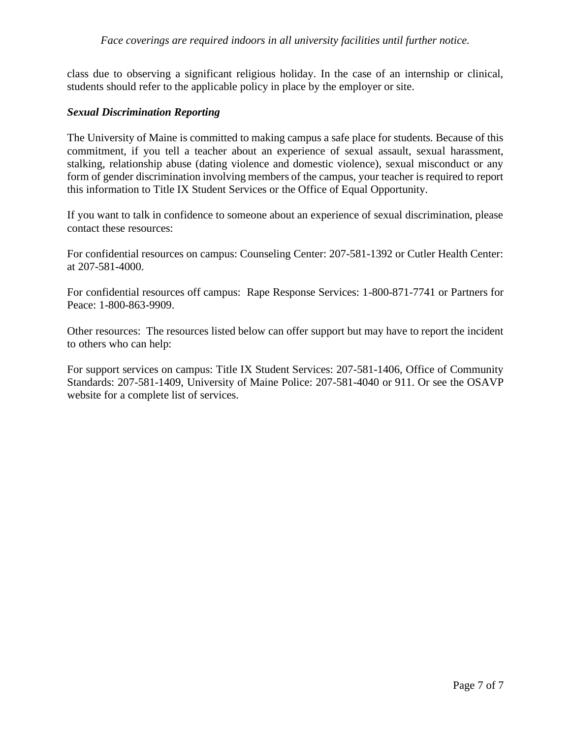class due to observing a significant religious holiday. In the case of an internship or clinical, students should refer to the applicable policy in place by the employer or site.

### *Sexual Discrimination Reporting*

The University of Maine is committed to making campus a safe place for students. Because of this commitment, if you tell a teacher about an experience of sexual assault, sexual harassment, stalking, relationship abuse (dating violence and domestic violence), sexual misconduct or any form of gender discrimination involving members of the campus, your teacher is required to report this information to Title IX Student Services or the Office of Equal Opportunity.

If you want to talk in confidence to someone about an experience of sexual discrimination, please contact these resources:

For confidential resources on campus: Counseling Center: 207-581-1392 or Cutler Health Center: at 207-581-4000.

For confidential resources off campus: Rape Response Services: 1-800-871-7741 or Partners for Peace: 1-800-863-9909.

Other resources: The resources listed below can offer support but may have to report the incident to others who can help:

For support services on campus: Title IX Student Services: 207-581-1406, Office of Community Standards: 207-581-1409, University of Maine Police: 207-581-4040 or 911. Or see the OSAVP website for a complete list of services.